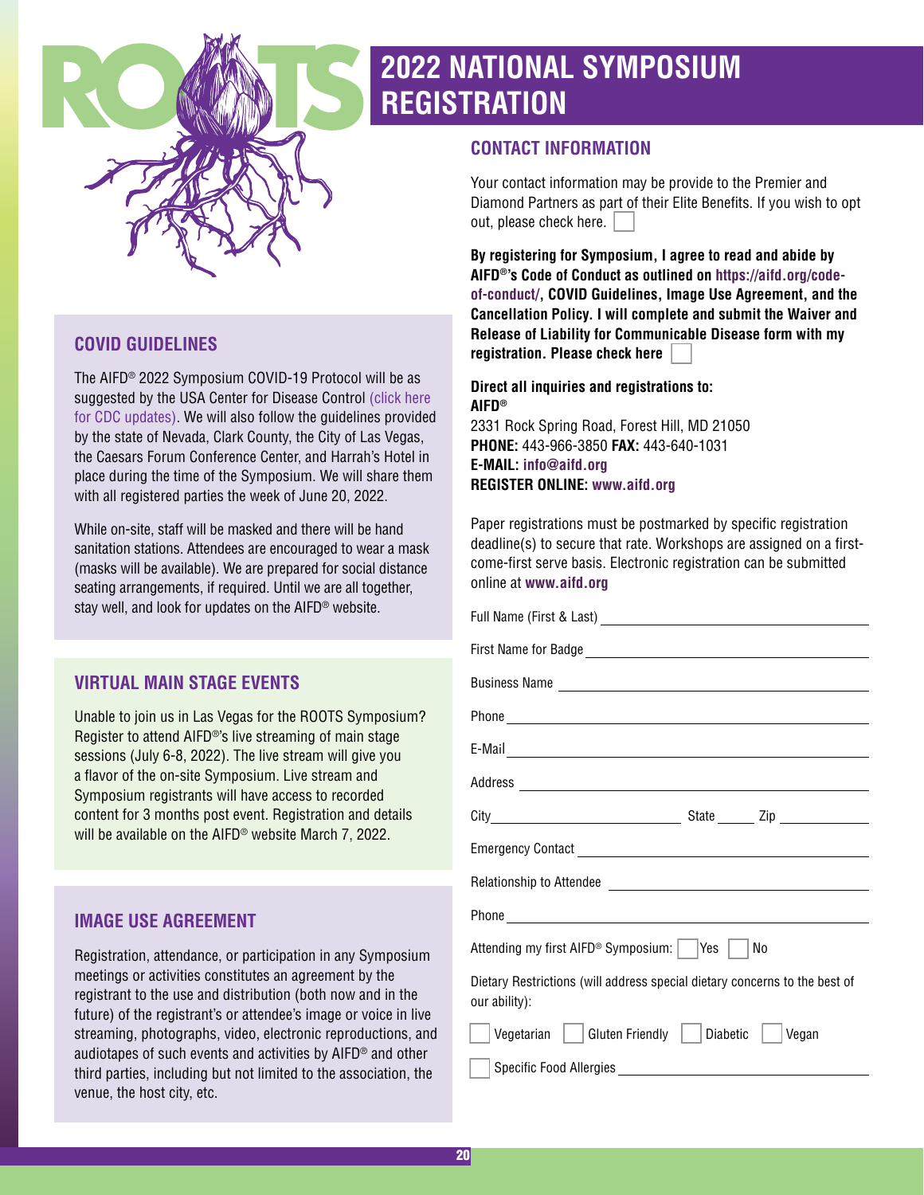ROOTS

# 2022 NATIONAL SYMPOSIUM REGISTRATION

## CONTACT INFORMATION

Your contact information may be provide to the Premier and Diamond Partners as part of their Elite Benefits. If you wish to opt out, please check here. ☐

**By registering for Symposium, I agree to read and abide by AIFD®'s Code of Conduct as outlined on https://aifd.org/code-of-conduct/, COVID Guidelines, Image Use Agreement, and the Cancellation Policy. I will complete and submit the Waiver and Release of Liability for Communicable Disease form with my registration. Please check here** ☐

**Direct all inquiries and registrations to:**
**AIFD®**
2331 Rock Spring Road, Forest Hill, MD 21050
**PHONE:** 443-966-3850 **FAX:** 443-640-1031
**E-MAIL:** info@aifd.org
**REGISTER ONLINE:** www.aifd.org

Paper registrations must be postmarked by specific registration deadline(s) to secure that rate. Workshops are assigned on a first-come-first serve basis. Electronic registration can be submitted online at **www.aifd.org**

Full Name (First & Last) ____________________

First Name for Badge ____________________

Business Name ____________________

Phone ____________________

E-Mail ____________________

Address ____________________

City ____________________ State ______ Zip ____________

Emergency Contact ____________________

Relationship to Attendee ____________________

Phone ____________________

Attending my first AIFD® Symposium: ☐ Yes ☐ No

Dietary Restrictions (will address special dietary concerns to the best of our ability):

☐ Vegetarian ☐ Gluten Friendly ☐ Diabetic ☐ Vegan

☐ Specific Food Allergies ____________________

## COVID GUIDELINES

The AIFD® 2022 Symposium COVID-19 Protocol will be as suggested by the USA Center for Disease Control (click here for CDC updates). We will also follow the guidelines provided by the state of Nevada, Clark County, the City of Las Vegas, the Caesars Forum Conference Center, and Harrah's Hotel in place during the time of the Symposium. We will share them with all registered parties the week of June 20, 2022.

While on-site, staff will be masked and there will be hand sanitation stations. Attendees are encouraged to wear a mask (masks will be available). We are prepared for social distance seating arrangements, if required. Until we are all together, stay well, and look for updates on the AIFD® website.

## VIRTUAL MAIN STAGE EVENTS

Unable to join us in Las Vegas for the ROOTS Symposium? Register to attend AIFD®'s live streaming of main stage sessions (July 6-8, 2022). The live stream will give you a flavor of the on-site Symposium. Live stream and Symposium registrants will have access to recorded content for 3 months post event. Registration and details will be available on the AIFD® website March 7, 2022.

## IMAGE USE AGREEMENT

Registration, attendance, or participation in any Symposium meetings or activities constitutes an agreement by the registrant to the use and distribution (both now and in the future) of the registrant's or attendee's image or voice in live streaming, photographs, video, electronic reproductions, and audiotapes of such events and activities by AIFD® and other third parties, including but not limited to the association, the venue, the host city, etc.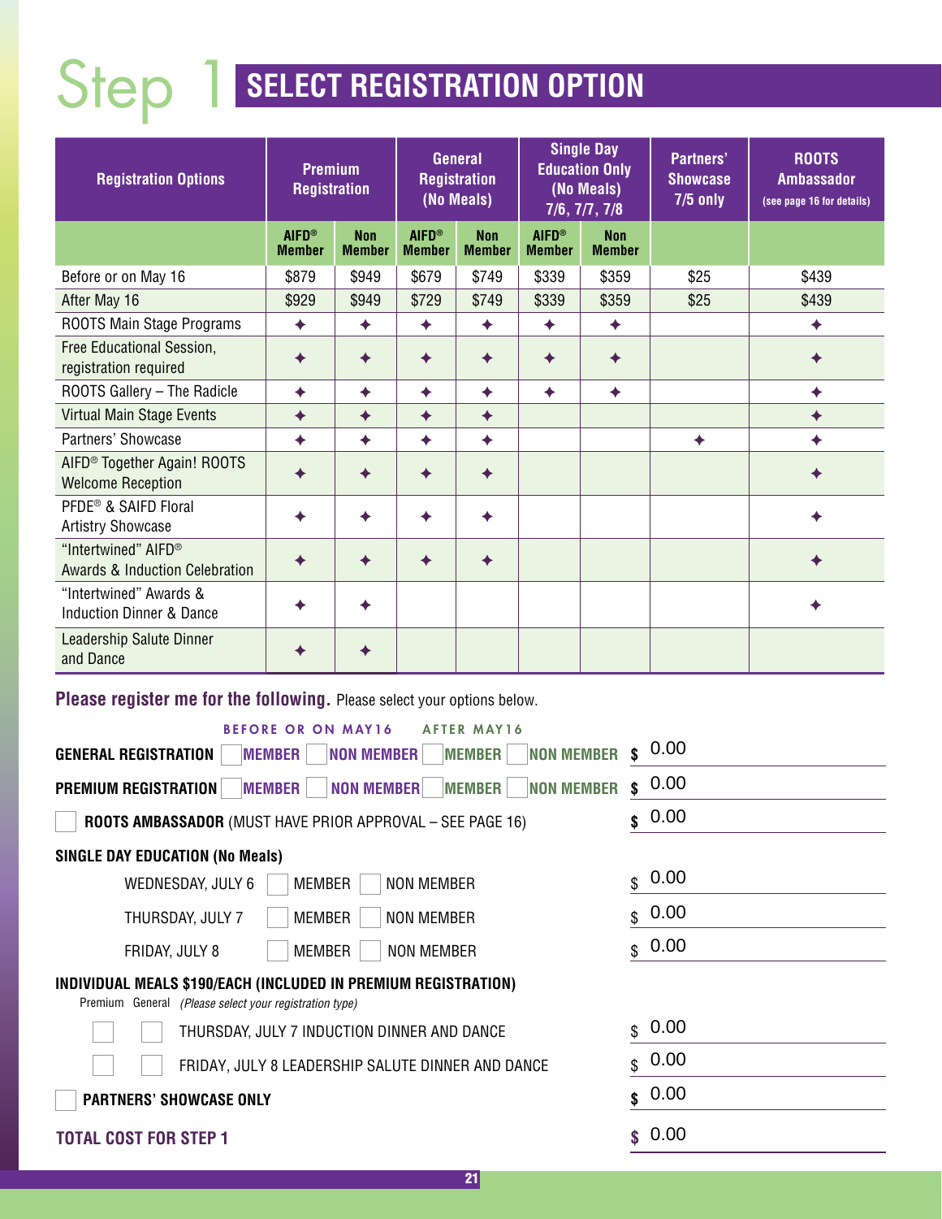# Step 1 SELECT REGISTRATION OPTION

| Registration Options | Premium Registration | | General Registration (No Meals) | | Single Day Education Only (No Meals) 7/6, 7/7, 7/8 | | Partners' Showcase 7/5 only | ROOTS Ambassador (see page 16 for details) |
|---|---|---|---|---|---|---|---|---|
| | AIFD® Member | Non Member | AIFD® Member | Non Member | AIFD® Member | Non Member | | |
| Before or on May 16 | $879 | $949 | $679 | $749 | $339 | $359 | $25 | $439 |
| After May 16 | $929 | $949 | $729 | $749 | $339 | $359 | $25 | $439 |
| ROOTS Main Stage Programs | ✦ | ✦ | ✦ | ✦ | ✦ | ✦ | | ✦ |
| Free Educational Session, registration required | ✦ | ✦ | ✦ | ✦ | ✦ | ✦ | | ✦ |
| ROOTS Gallery – The Radicle | ✦ | ✦ | ✦ | ✦ | ✦ | ✦ | | ✦ |
| Virtual Main Stage Events | ✦ | ✦ | ✦ | ✦ | | | | ✦ |
| Partners' Showcase | ✦ | ✦ | ✦ | ✦ | | | ✦ | ✦ |
| AIFD® Together Again! ROOTS Welcome Reception | ✦ | ✦ | ✦ | ✦ | | | | ✦ |
| PFDE® & SAIFD Floral Artistry Showcase | ✦ | ✦ | ✦ | ✦ | | | | ✦ |
| "Intertwined" AIFD® Awards & Induction Celebration | ✦ | ✦ | ✦ | ✦ | | | | ✦ |
| "Intertwined" Awards & Induction Dinner & Dance | ✦ | ✦ | | | | | | ✦ |
| Leadership Salute Dinner and Dance | ✦ | ✦ | | | | | | |

**Please register me for the following.** Please select your options below.

| | BEFORE OR ON MAY16 | | AFTER MAY16 | | |
|---|---|---|---|---|---|
| **GENERAL REGISTRATION** | ☐ MEMBER | ☐ NON MEMBER | ☐ MEMBER | ☐ NON MEMBER | $ 0.00 |
| **PREMIUM REGISTRATION** | ☐ MEMBER | ☐ NON MEMBER | ☐ MEMBER | ☐ NON MEMBER | $ 0.00 |

☐ **ROOTS AMBASSADOR** (MUST HAVE PRIOR APPROVAL – SEE PAGE 16) $ 0.00

**SINGLE DAY EDUCATION (No Meals)**

- WEDNESDAY, JULY 6 ☐ MEMBER ☐ NON MEMBER $ 0.00
- THURSDAY, JULY 7 ☐ MEMBER ☐ NON MEMBER $ 0.00
- FRIDAY, JULY 8 ☐ MEMBER ☐ NON MEMBER $ 0.00

**INDIVIDUAL MEALS $190/EACH (INCLUDED IN PREMIUM REGISTRATION)**

Premium General *(Please select your registration type)*

- ☐ ☐ THURSDAY, JULY 7 INDUCTION DINNER AND DANCE $ 0.00
- ☐ ☐ FRIDAY, JULY 8 LEADERSHIP SALUTE DINNER AND DANCE $ 0.00

☐ **PARTNERS' SHOWCASE ONLY** $ 0.00

**TOTAL COST FOR STEP 1** $ 0.00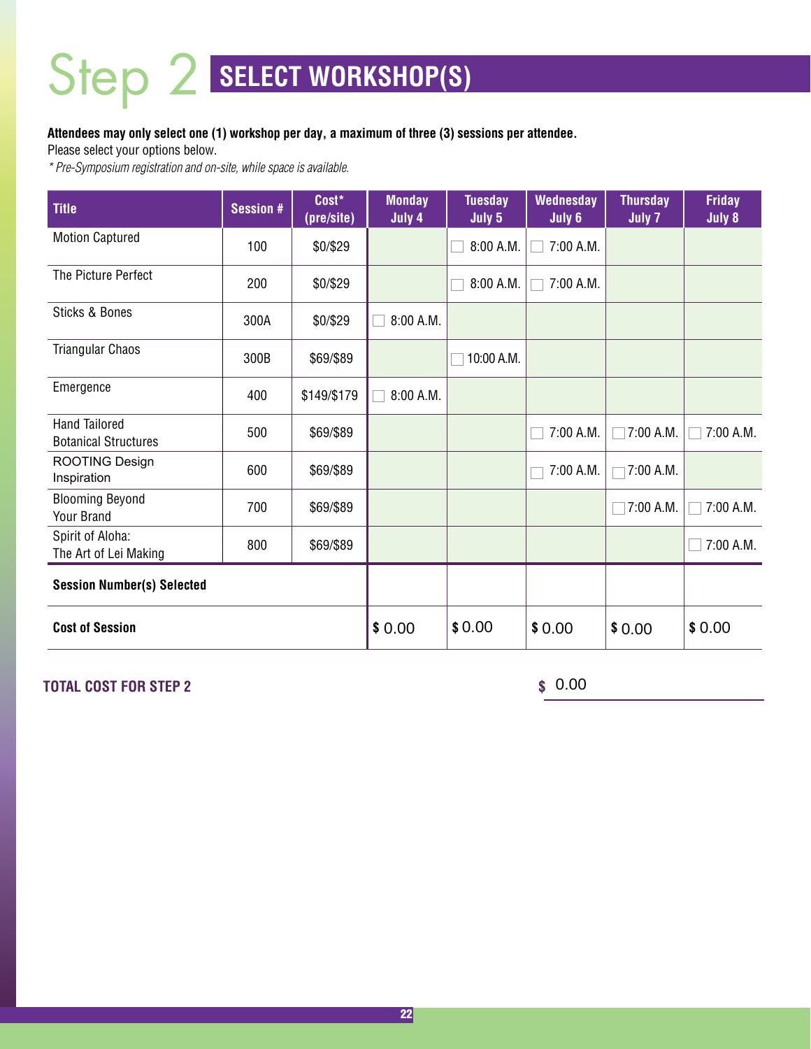# Step 2 SELECT WORKSHOP(S)

**Attendees may only select one (1) workshop per day, a maximum of three (3) sessions per attendee.**

Please select your options below.

*\* Pre-Symposium registration and on-site, while space is available.*

| Title | Session # | Cost* (pre/site) | Monday July 4 | Tuesday July 5 | Wednesday July 6 | Thursday July 7 | Friday July 8 |
|---|---|---|---|---|---|---|---|
| Motion Captured | 100 | $0/$29 | | ☐ 8:00 A.M. | ☐ 7:00 A.M. | | |
| The Picture Perfect | 200 | $0/$29 | | ☐ 8:00 A.M. | ☐ 7:00 A.M. | | |
| Sticks & Bones | 300A | $0/$29 | ☐ 8:00 A.M. | | | | |
| Triangular Chaos | 300B | $69/$89 | | ☐ 10:00 A.M. | | | |
| Emergence | 400 | $149/$179 | ☐ 8:00 A.M. | | | | |
| Hand Tailored Botanical Structures | 500 | $69/$89 | | | ☐ 7:00 A.M. | ☐ 7:00 A.M. | ☐ 7:00 A.M. |
| ROOTING Design Inspiration | 600 | $69/$89 | | | ☐ 7:00 A.M. | ☐ 7:00 A.M. | |
| Blooming Beyond Your Brand | 700 | $69/$89 | | | | ☐ 7:00 A.M. | ☐ 7:00 A.M. |
| Spirit of Aloha: The Art of Lei Making | 800 | $69/$89 | | | | | ☐ 7:00 A.M. |
| **Session Number(s) Selected** | | | | | | | |
| **Cost of Session** | | | $ 0.00 | $ 0.00 | $ 0.00 | $ 0.00 | $ 0.00 |

**TOTAL COST FOR STEP 2** $ 0.00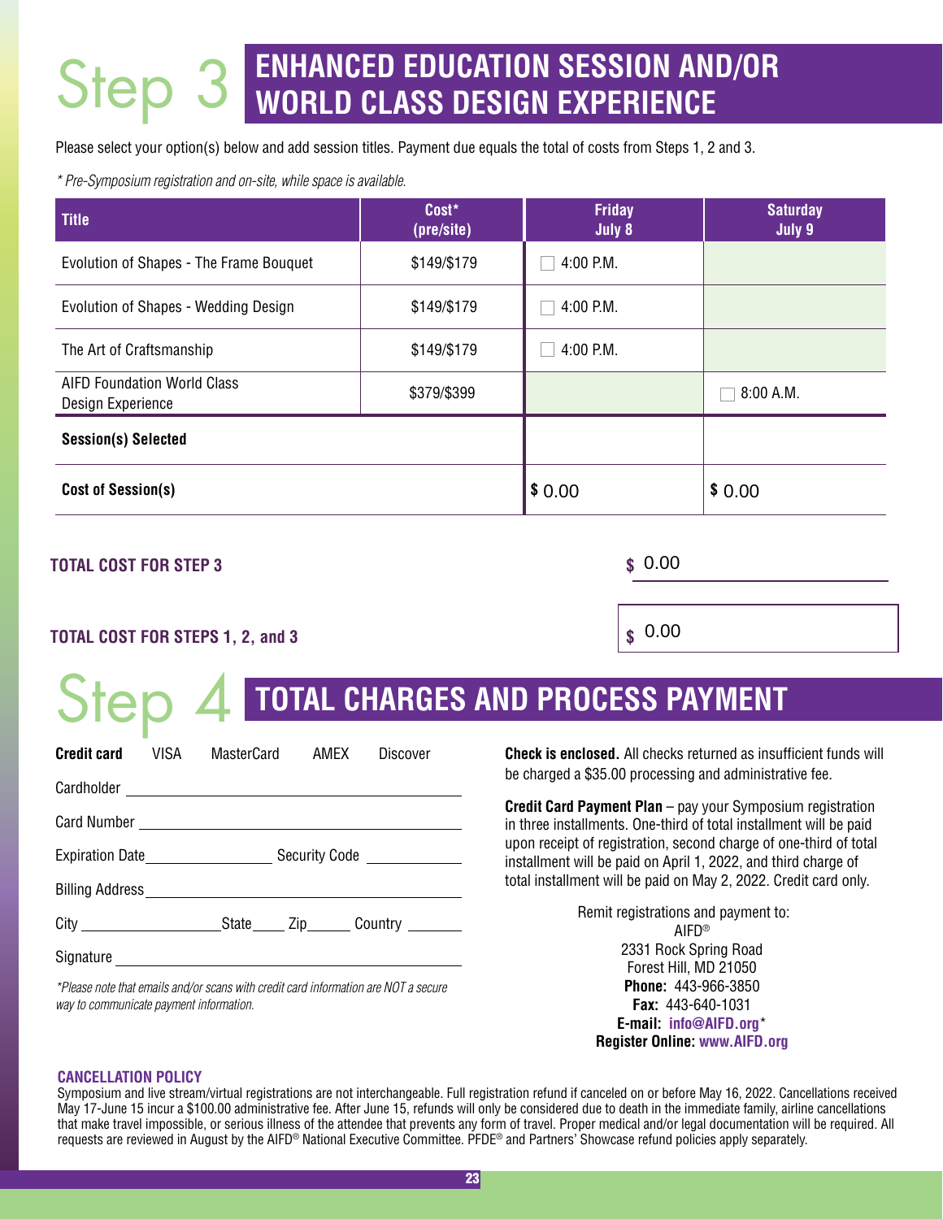# Step 3 ENHANCED EDUCATION SESSION AND/OR WORLD CLASS DESIGN EXPERIENCE

Please select your option(s) below and add session titles. Payment due equals the total of costs from Steps 1, 2 and 3.

*\* Pre-Symposium registration and on-site, while space is available.*

| Title | Cost* (pre/site) | Friday July 8 | Saturday July 9 |
|---|---|---|---|
| Evolution of Shapes - The Frame Bouquet | $149/$179 | ☐ 4:00 P.M. | |
| Evolution of Shapes - Wedding Design | $149/$179 | ☐ 4:00 P.M. | |
| The Art of Craftsmanship | $149/$179 | ☐ 4:00 P.M. | |
| AIFD Foundation World Class Design Experience | $379/$399 | | ☐ 8:00 A.M. |
| **Session(s) Selected** | | | |
| **Cost of Session(s)** | | $ 0.00 | $ 0.00 |

**TOTAL COST FOR STEP 3** $ 0.00

**TOTAL COST FOR STEPS 1, 2, and 3** $ 0.00

# Step 4 TOTAL CHARGES AND PROCESS PAYMENT

**Credit card** VISA MasterCard AMEX Discover

Cardholder ______________________________

Card Number ______________________________

Expiration Date ______________ Security Code ____________

Billing Address ______________________________

City ________________ State ____ Zip _____ Country _______

Signature ______________________________

*\*Please note that emails and/or scans with credit card information are NOT a secure way to communicate payment information.*

**Check is enclosed.** All checks returned as insufficient funds will be charged a $35.00 processing and administrative fee.

**Credit Card Payment Plan** – pay your Symposium registration in three installments. One-third of total installment will be paid upon receipt of registration, second charge of one-third of total installment will be paid on April 1, 2022, and third charge of total installment will be paid on May 2, 2022. Credit card only.

Remit registrations and payment to:
AIFD®
2331 Rock Spring Road
Forest Hill, MD 21050
**Phone:** 443-966-3850
**Fax:** 443-640-1031
**E-mail:** **info@AIFD.org**\*
**Register Online:** **www.AIFD.org**

**CANCELLATION POLICY**

Symposium and live stream/virtual registrations are not interchangeable. Full registration refund if canceled on or before May 16, 2022. Cancellations received May 17-June 15 incur a $100.00 administrative fee. After June 15, refunds will only be considered due to death in the immediate family, airline cancellations that make travel impossible, or serious illness of the attendee that prevents any form of travel. Proper medical and/or legal documentation will be required. All requests are reviewed in August by the AIFD® National Executive Committee. PFDE® and Partners' Showcase refund policies apply separately.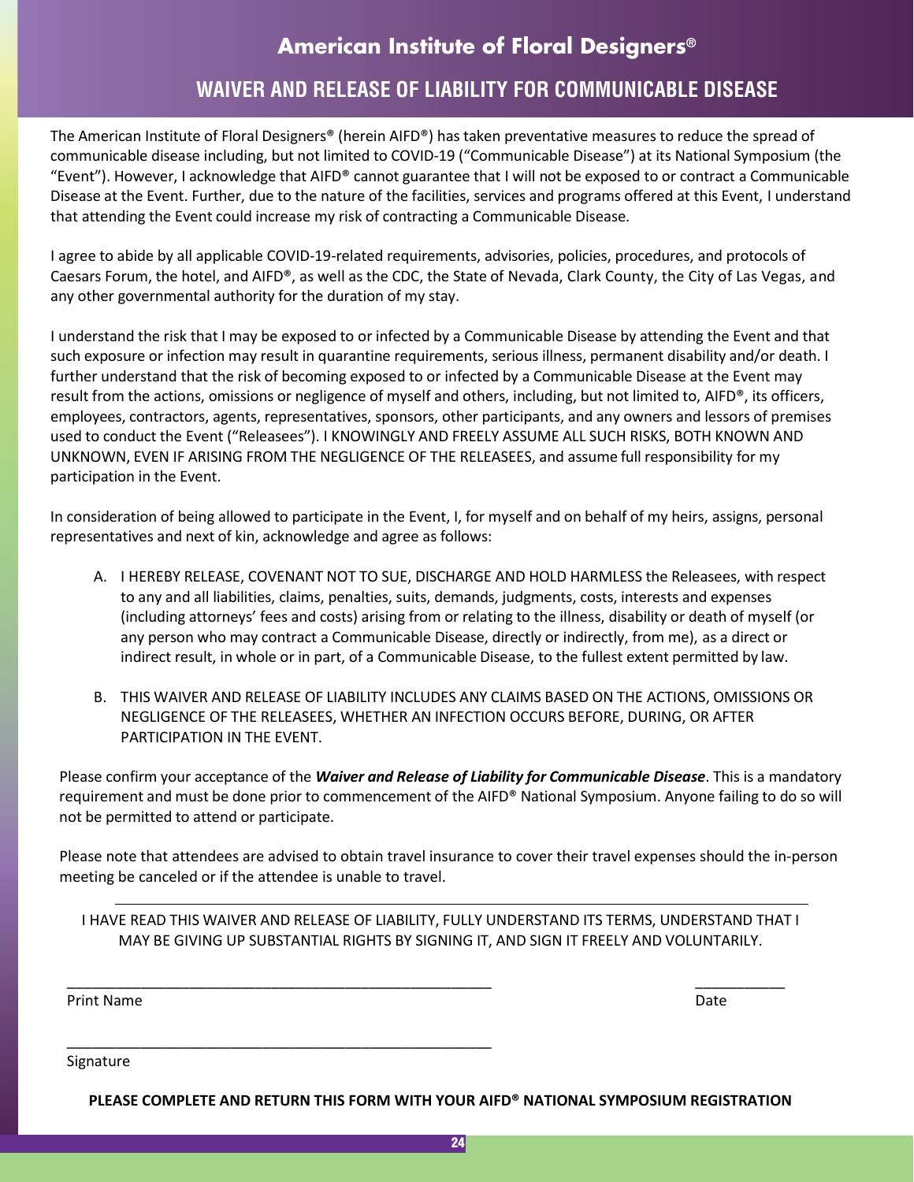# American Institute of Floral Designers®

## WAIVER AND RELEASE OF LIABILITY FOR COMMUNICABLE DISEASE

The American Institute of Floral Designers® (herein AIFD®) has taken preventative measures to reduce the spread of communicable disease including, but not limited to COVID-19 ("Communicable Disease") at its National Symposium (the "Event"). However, I acknowledge that AIFD® cannot guarantee that I will not be exposed to or contract a Communicable Disease at the Event. Further, due to the nature of the facilities, services and programs offered at this Event, I understand that attending the Event could increase my risk of contracting a Communicable Disease.

I agree to abide by all applicable COVID-19-related requirements, advisories, policies, procedures, and protocols of Caesars Forum, the hotel, and AIFD®, as well as the CDC, the State of Nevada, Clark County, the City of Las Vegas, and any other governmental authority for the duration of my stay.

I understand the risk that I may be exposed to or infected by a Communicable Disease by attending the Event and that such exposure or infection may result in quarantine requirements, serious illness, permanent disability and/or death. I further understand that the risk of becoming exposed to or infected by a Communicable Disease at the Event may result from the actions, omissions or negligence of myself and others, including, but not limited to, AIFD®, its officers, employees, contractors, agents, representatives, sponsors, other participants, and any owners and lessors of premises used to conduct the Event ("Releasees"). I KNOWINGLY AND FREELY ASSUME ALL SUCH RISKS, BOTH KNOWN AND UNKNOWN, EVEN IF ARISING FROM THE NEGLIGENCE OF THE RELEASEES, and assume full responsibility for my participation in the Event.

In consideration of being allowed to participate in the Event, I, for myself and on behalf of my heirs, assigns, personal representatives and next of kin, acknowledge and agree as follows:

A. I HEREBY RELEASE, COVENANT NOT TO SUE, DISCHARGE AND HOLD HARMLESS the Releasees, with respect to any and all liabilities, claims, penalties, suits, demands, judgments, costs, interests and expenses (including attorneys' fees and costs) arising from or relating to the illness, disability or death of myself (or any person who may contract a Communicable Disease, directly or indirectly, from me), as a direct or indirect result, in whole or in part, of a Communicable Disease, to the fullest extent permitted by law.

B. THIS WAIVER AND RELEASE OF LIABILITY INCLUDES ANY CLAIMS BASED ON THE ACTIONS, OMISSIONS OR NEGLIGENCE OF THE RELEASEES, WHETHER AN INFECTION OCCURS BEFORE, DURING, OR AFTER PARTICIPATION IN THE EVENT.

Please confirm your acceptance of the ***Waiver and Release of Liability for Communicable Disease***. This is a mandatory requirement and must be done prior to commencement of the AIFD® National Symposium. Anyone failing to do so will not be permitted to attend or participate.

Please note that attendees are advised to obtain travel insurance to cover their travel expenses should the in-person meeting be canceled or if the attendee is unable to travel.

---

I HAVE READ THIS WAIVER AND RELEASE OF LIABILITY, FULLY UNDERSTAND ITS TERMS, UNDERSTAND THAT I MAY BE GIVING UP SUBSTANTIAL RIGHTS BY SIGNING IT, AND SIGN IT FREELY AND VOLUNTARILY.

_______________________________________________________ ___________

Print Name Date

_______________________________________________________

Signature

**PLEASE COMPLETE AND RETURN THIS FORM WITH YOUR AIFD® NATIONAL SYMPOSIUM REGISTRATION**